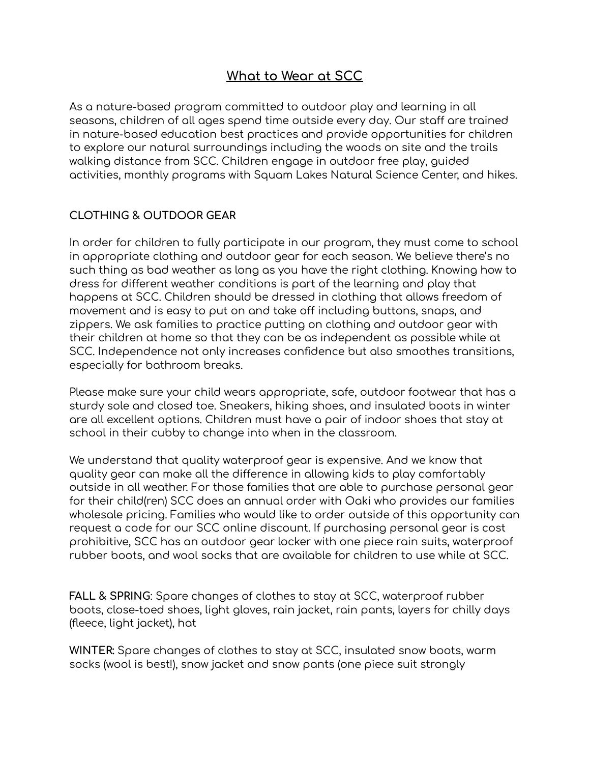# What to Wear at SCC

As a nature-based program committed to outdoor play and learning in all seasons, children of all ages spend time outside every day. Our staff are trained in nature-based education best practices and provide opportunities for children to explore our natural surroundings including the woods on site and the trails walking distance from SCC. Children engage in outdoor free play, guided activities, monthly programs with Squam Lakes Natural Science Center, and hikes.

## CLOTHING & OUTDOOR GEAR

In order for children to fully participate in our program, they must come to school in appropriate clothing and outdoor gear for each season. We believe there's no such thing as bad weather as long as you have the right clothing. Knowing how to dress for different weather conditions is part of the learning and play that happens at SCC. Children should be dressed in clothing that allows freedom of movement and is easy to put on and take off including buttons, snaps, and zippers. We ask families to practice putting on clothing and outdoor gear with their children at home so that they can be as independent as possible while at SCC. Independence not only increases confidence but also smoothes transitions, especially for bathroom breaks.

Please make sure your child wears appropriate, safe, outdoor footwear that has a sturdy sole and closed toe. Sneakers, hiking shoes, and insulated boots in winter are all excellent options. Children must have a pair of indoor shoes that stay at school in their cubby to change into when in the classroom.

We understand that quality waterproof gear is expensive. And we know that quality gear can make all the difference in allowing kids to play comfortably outside in all weather. For those families that are able to purchase personal gear for their child(ren) SCC does an annual order with Oaki who provides our families wholesale pricing. Families who would like to order outside of this opportunity can request a code for our SCC online discount. If purchasing personal gear is cost prohibitive, SCC has an outdoor gear locker with one piece rain suits, waterproof rubber boots, and wool socks that are available for children to use while at SCC.

**FALL & SPRING**: Spare changes of clothes to stay at SCC, waterproof rubber boots, close-toed shoes, light gloves, rain jacket, rain pants, layers for chilly days (fleece, light jacket), hat

**WINTER:** Spare changes of clothes to stay at SCC, insulated snow boots, warm socks (wool is best!), snow jacket and snow pants (one piece suit strongly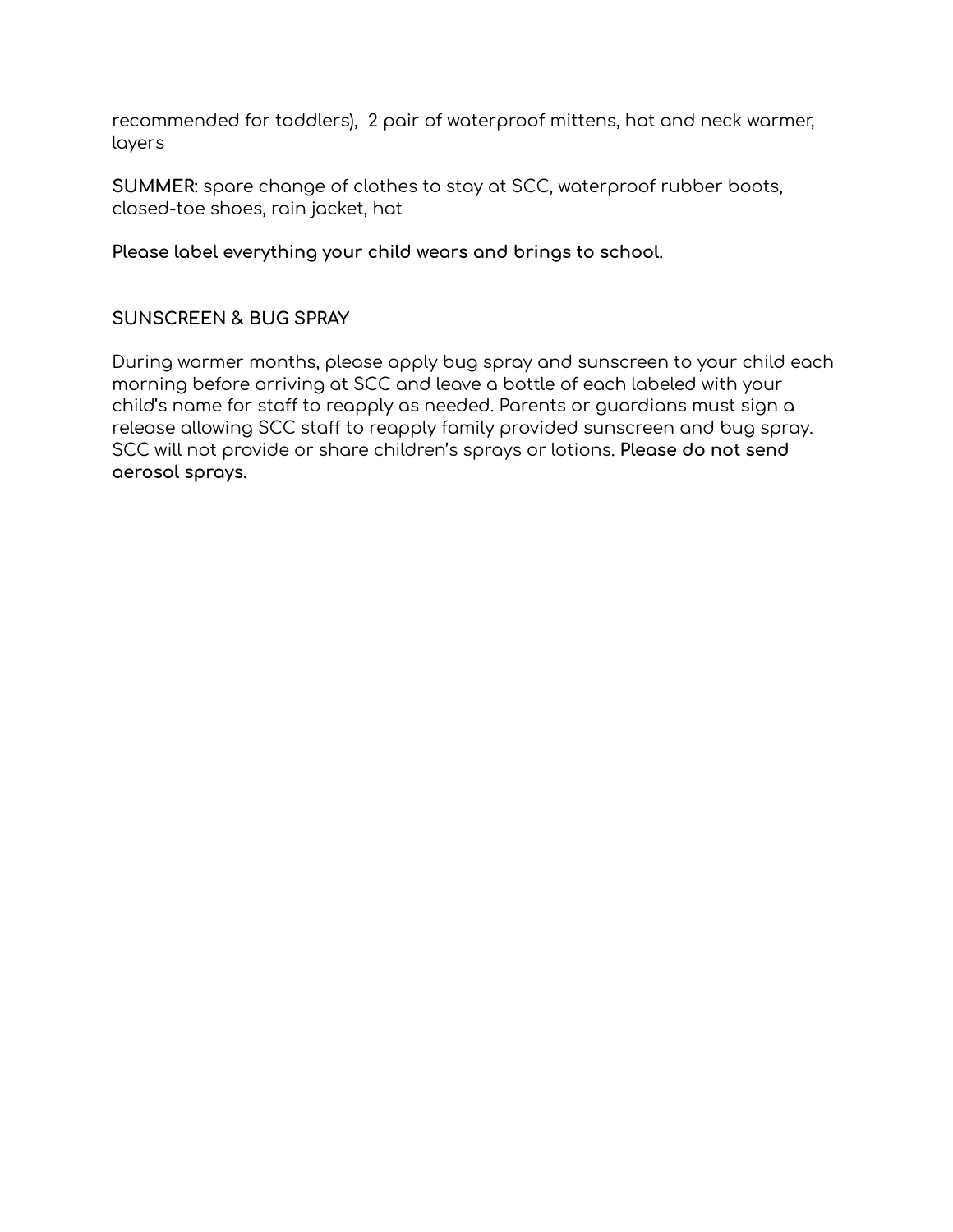recommended for toddlers), 2 pair of waterproof mittens, hat and neck warmer, layers

**SUMMER:** spare change of clothes to stay at SCC, waterproof rubber boots, closed-toe shoes, rain jacket, hat

**Please label everything your child wears and brings to school.**

## SUNSCREEN & BUG SPRAY

During warmer months, please apply bug spray and sunscreen to your child each morning before arriving at SCC and leave a bottle of each labeled with your child's name for staff to reapply as needed. Parents or guardians must sign a release allowing SCC staff to reapply family provided sunscreen and bug spray. SCC will not provide or share children's sprays or lotions. **Please do not send aerosol sprays.**